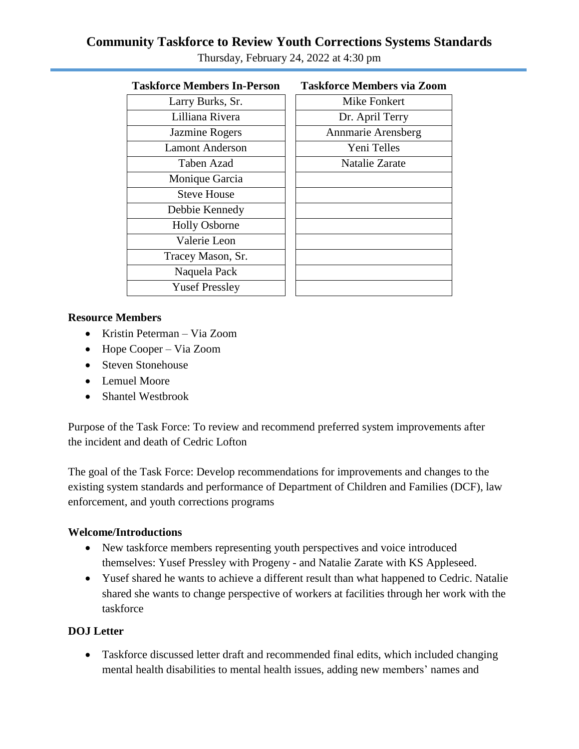# Community Taskforce to Review Youth Corrections Systems Standards

Thursday, February 24, 2022 at 4:30 pm

| Taskforce Members In-Person | Taskforce Members via Zoom |
|---|---|
| Larry Burks, Sr. | Mike Fonkert |
| Lilliana Rivera | Dr. April Terry |
| Jazmine Rogers | Annmarie Arensberg |
| Lamont Anderson | Yeni Telles |
| Taben Azad | Natalie Zarate |
| Monique Garcia | |
| Steve House | |
| Debbie Kennedy | |
| Holly Osborne | |
| Valerie Leon | |
| Tracey Mason, Sr. | |
| Naquela Pack | |
| Yusef Pressley | |

**Resource Members**

- Kristin Peterman – Via Zoom
- Hope Cooper – Via Zoom
- Steven Stonehouse
- Lemuel Moore
- Shantel Westbrook

Purpose of the Task Force: To review and recommend preferred system improvements after the incident and death of Cedric Lofton

The goal of the Task Force: Develop recommendations for improvements and changes to the existing system standards and performance of Department of Children and Families (DCF), law enforcement, and youth corrections programs

**Welcome/Introductions**

- New taskforce members representing youth perspectives and voice introduced themselves: Yusef Pressley with Progeny - and Natalie Zarate with KS Appleseed.
- Yusef shared he wants to achieve a different result than what happened to Cedric. Natalie shared she wants to change perspective of workers at facilities through her work with the taskforce

**DOJ Letter**

- Taskforce discussed letter draft and recommended final edits, which included changing mental health disabilities to mental health issues, adding new members' names and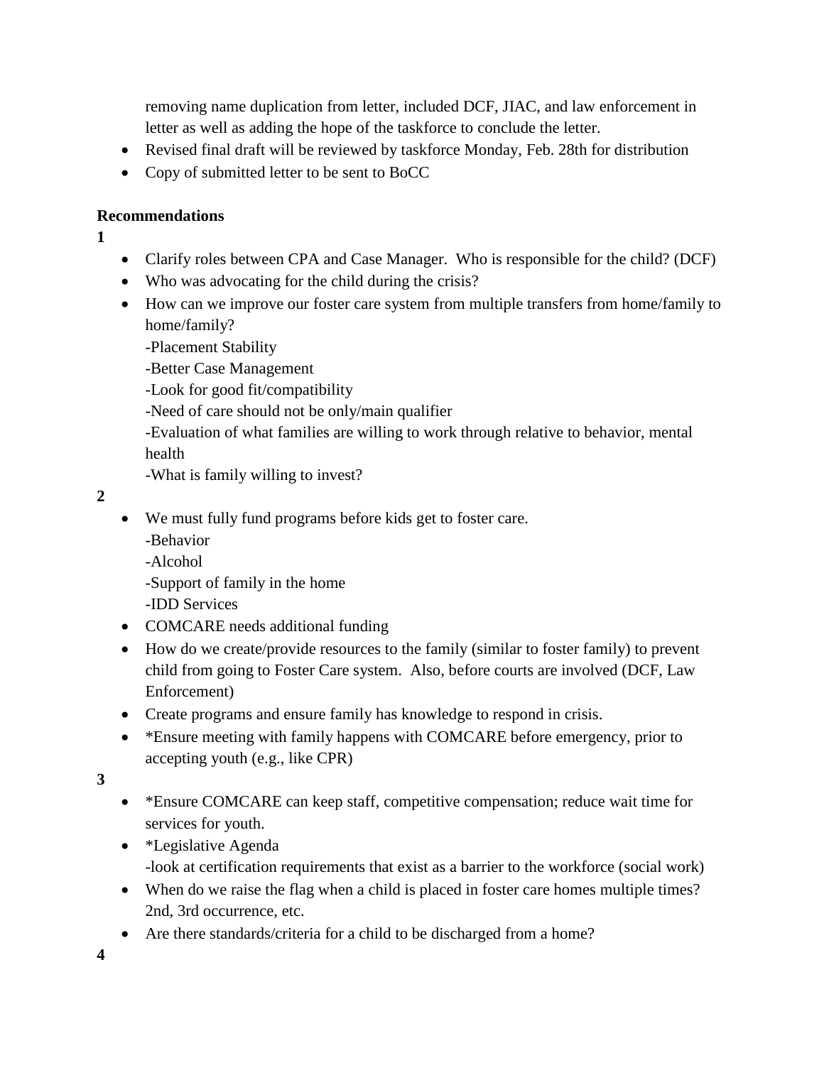removing name duplication from letter, included DCF, JIAC, and law enforcement in letter as well as adding the hope of the taskforce to conclude the letter.

- Revised final draft will be reviewed by taskforce Monday, Feb. 28th for distribution
- Copy of submitted letter to be sent to BoCC

**Recommendations**

**1**

- Clarify roles between CPA and Case Manager. Who is responsible for the child? (DCF)
- Who was advocating for the child during the crisis?
- How can we improve our foster care system from multiple transfers from home/family to home/family?
  -Placement Stability
  -Better Case Management
  -Look for good fit/compatibility
  -Need of care should not be only/main qualifier
  -Evaluation of what families are willing to work through relative to behavior, mental health
  -What is family willing to invest?

**2**

- We must fully fund programs before kids get to foster care.
  -Behavior
  -Alcohol
  -Support of family in the home
  -IDD Services
- COMCARE needs additional funding
- How do we create/provide resources to the family (similar to foster family) to prevent child from going to Foster Care system. Also, before courts are involved (DCF, Law Enforcement)
- Create programs and ensure family has knowledge to respond in crisis.
- *Ensure meeting with family happens with COMCARE before emergency, prior to accepting youth (e.g., like CPR)

**3**

- *Ensure COMCARE can keep staff, competitive compensation; reduce wait time for services for youth.
- *Legislative Agenda
  -look at certification requirements that exist as a barrier to the workforce (social work)
- When do we raise the flag when a child is placed in foster care homes multiple times? 2nd, 3rd occurrence, etc.
- Are there standards/criteria for a child to be discharged from a home?

**4**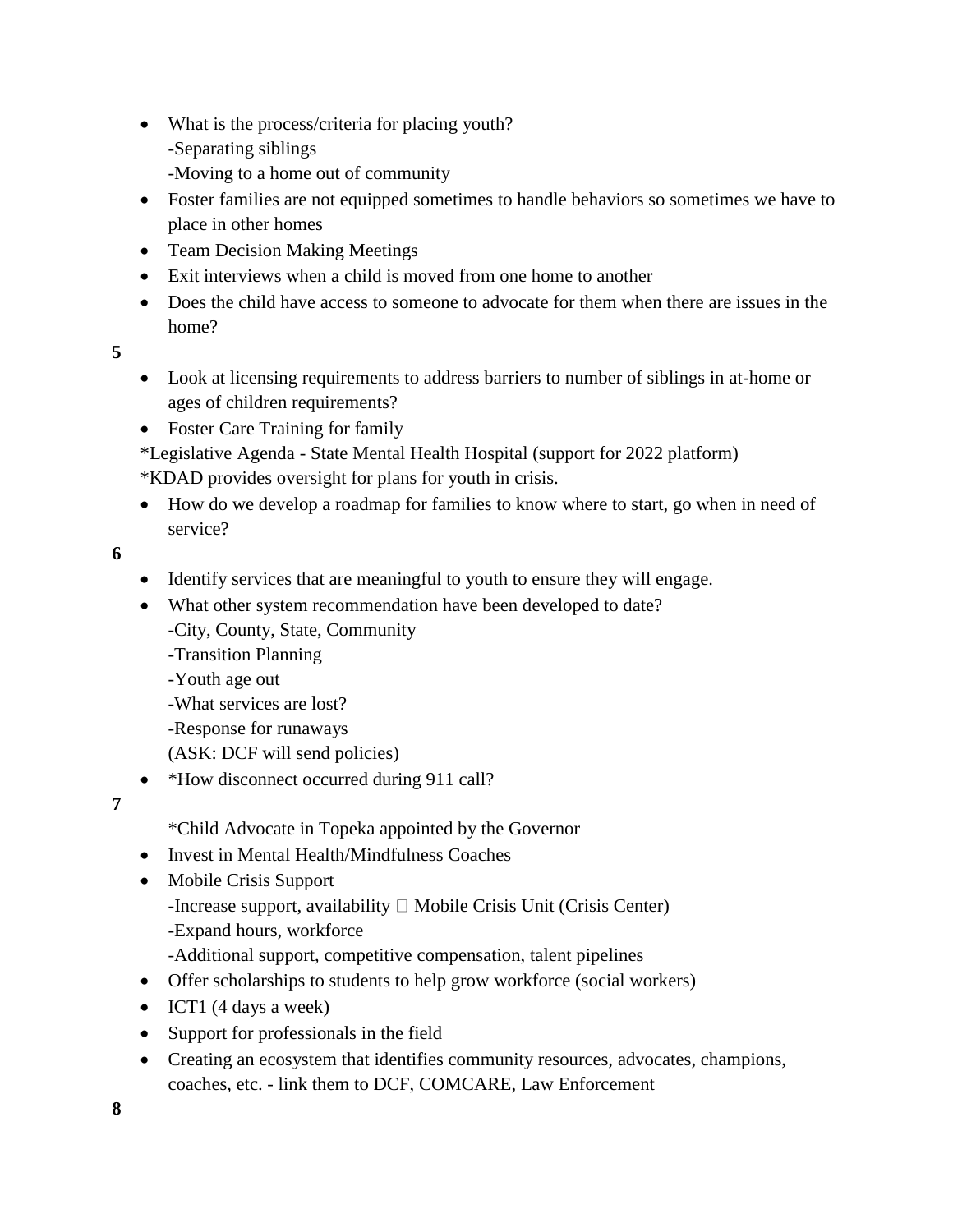- What is the process/criteria for placing youth?
  - -Separating siblings
  - -Moving to a home out of community
- Foster families are not equipped sometimes to handle behaviors so sometimes we have to place in other homes
- Team Decision Making Meetings
- Exit interviews when a child is moved from one home to another
- Does the child have access to someone to advocate for them when there are issues in the home?

- Look at licensing requirements to address barriers to number of siblings in at-home or ages of children requirements?
- Foster Care Training for family

*Legislative Agenda - State Mental Health Hospital (support for 2022 platform)
*KDAD provides oversight for plans for youth in crisis.

- How do we develop a roadmap for families to know where to start, go when in need of service?

- Identify services that are meaningful to youth to ensure they will engage.
- What other system recommendation have been developed to date?
  - -City, County, State, Community
  - -Transition Planning
  - -Youth age out
  - -What services are lost?
  - -Response for runaways
  - (ASK: DCF will send policies)
- *How disconnect occurred during 911 call?

*Child Advocate in Topeka appointed by the Governor

- Invest in Mental Health/Mindfulness Coaches
- Mobile Crisis Support
  - -Increase support, availability □ Mobile Crisis Unit (Crisis Center)
  - -Expand hours, workforce
  - -Additional support, competitive compensation, talent pipelines
- Offer scholarships to students to help grow workforce (social workers)
- ICT1 (4 days a week)
- Support for professionals in the field
- Creating an ecosystem that identifies community resources, advocates, champions, coaches, etc. - link them to DCF, COMCARE, Law Enforcement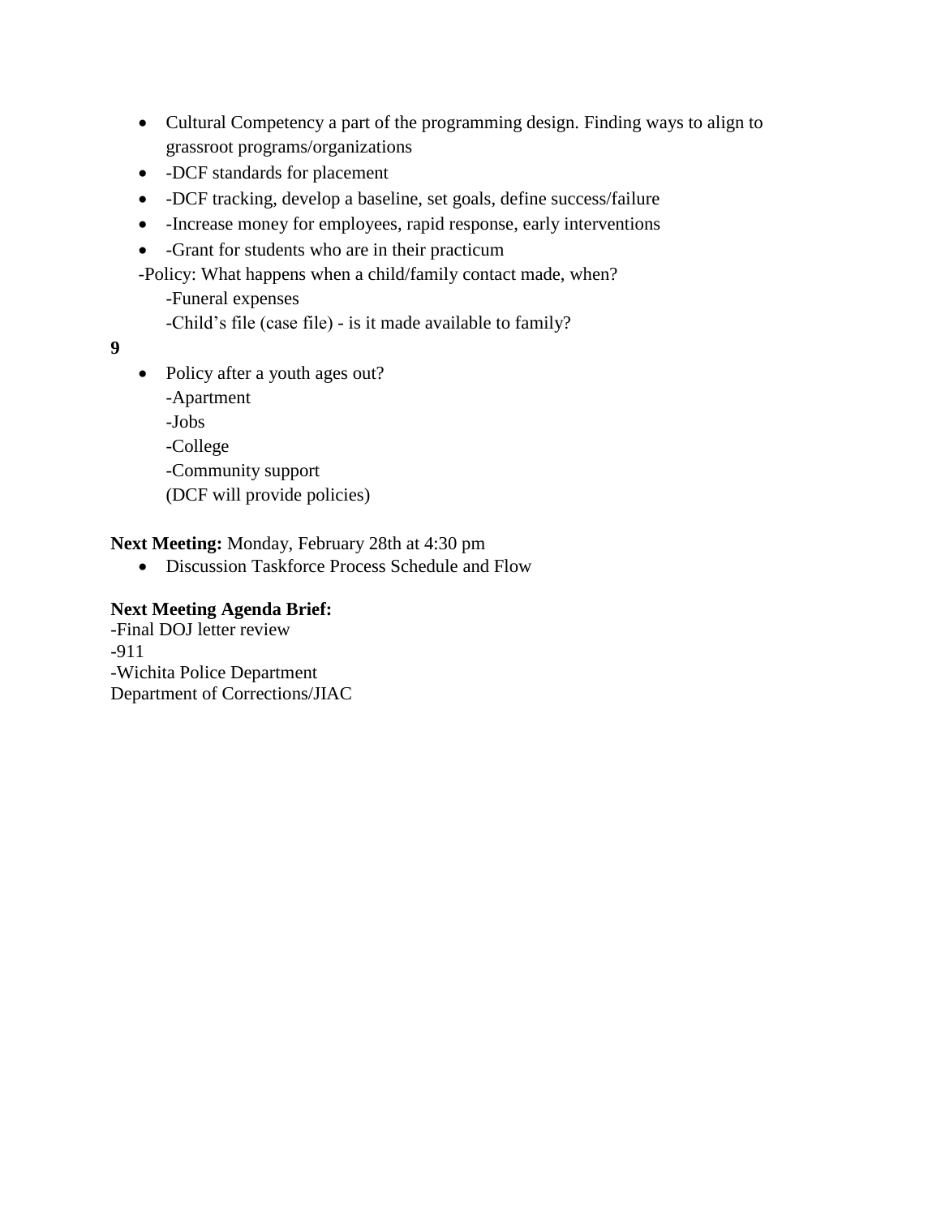- Cultural Competency a part of the programming design. Finding ways to align to grassroot programs/organizations
- -DCF standards for placement
- -DCF tracking, develop a baseline, set goals, define success/failure
- -Increase money for employees, rapid response, early interventions
- -Grant for students who are in their practicum

-Policy: What happens when a child/family contact made, when?

-Funeral expenses

-Child's file (case file) - is it made available to family?

**9**

- Policy after a youth ages out?

  -Apartment

  -Jobs

  -College

  -Community support

  (DCF will provide policies)

**Next Meeting:** Monday, February 28th at 4:30 pm

- Discussion Taskforce Process Schedule and Flow

**Next Meeting Agenda Brief:**

-Final DOJ letter review

-911

-Wichita Police Department

Department of Corrections/JIAC